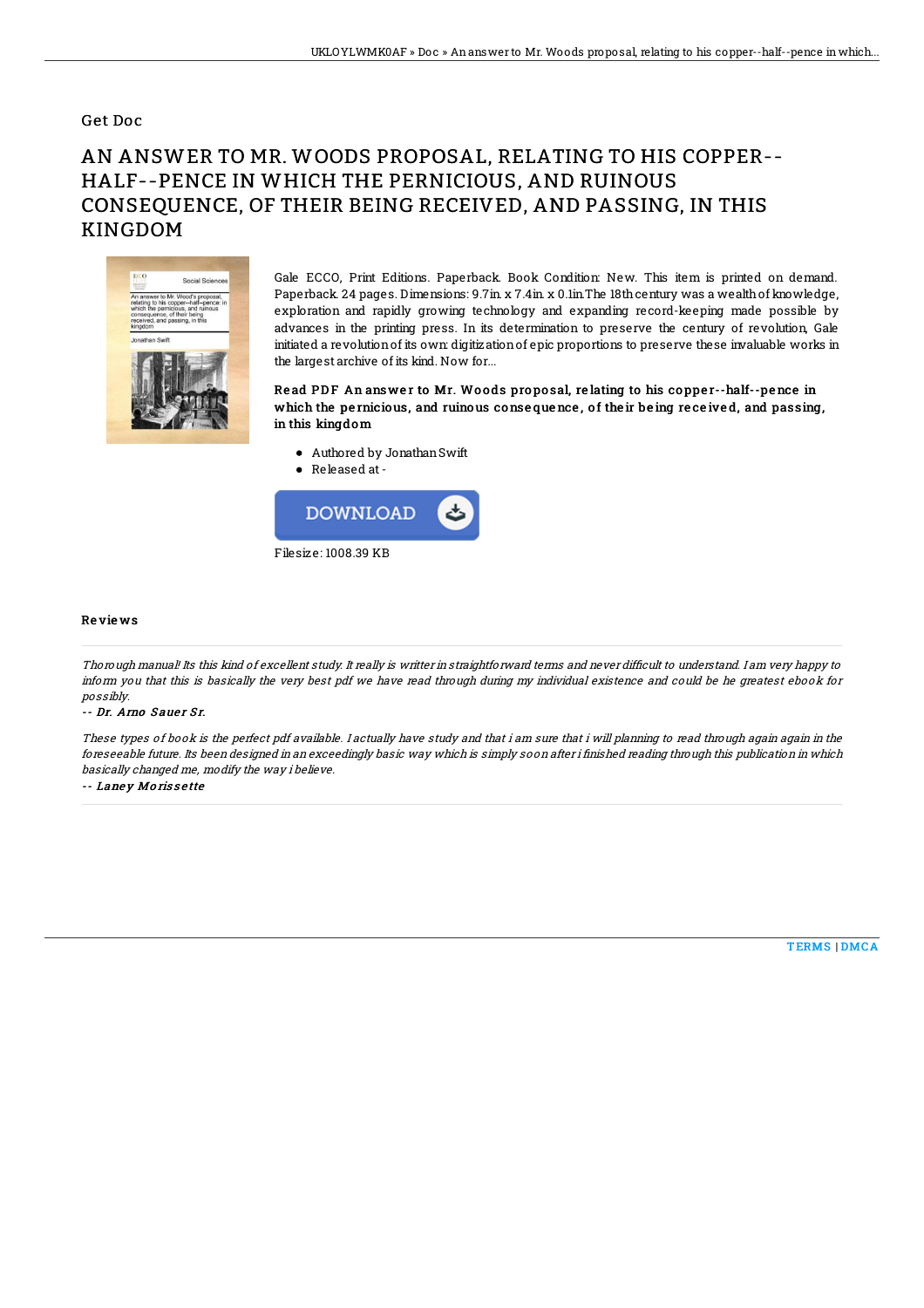Get Doc

# AN ANSWER TO MR. WOODS PROPOSAL, RELATING TO HIS COPPER--HALF--PENCE IN WHICH THE PERNICIOUS, AND RUINOUS CONSEQUENCE, OF THEIR BEING RECEIVED, AND PASSING, IN THIS KINGDOM

Gale ECCO, Print Editions. Paperback. Book Condition: New. This item is printed on demand. Paperback. 24 pages. Dimensions: 9.7in. x 7.4in. x 0.1in.The 18th century was a wealth of knowledge, exploration and rapidly growing technology and expanding record-keeping made possible by advances in the printing press. In its determination to preserve the century of revolution, Gale initiated a revolution of its own: digitization of epic proportions to preserve these invaluable works in the largest archive of its kind. Now for...

**Read PDF An answer to Mr. Woods proposal, relating to his copper--half--pence in which the pernicious, and ruinous consequence, of their being received, and passing, in this kingdom**

- Authored by Jonathan Swift
- Released at -

DOWNLOAD

Filesize: 1008.39 KB

## Reviews

*Thorough manual! Its this kind of excellent study. It really is writter in straightforward terms and never difficult to understand. I am very happy to inform you that this is basically the very best pdf we have read through during my individual existence and could be he greatest ebook for possibly.*

-- *Dr. Arno Sauer Sr.*

*These types of book is the perfect pdf available. I actually have study and that i am sure that i will planning to read through again again in the foreseeable future. Its been designed in an exceedingly basic way which is simply soon after i finished reading through this publication in which basically changed me, modify the way i believe.*

-- *Laney Morissette*

TERMS | DMCA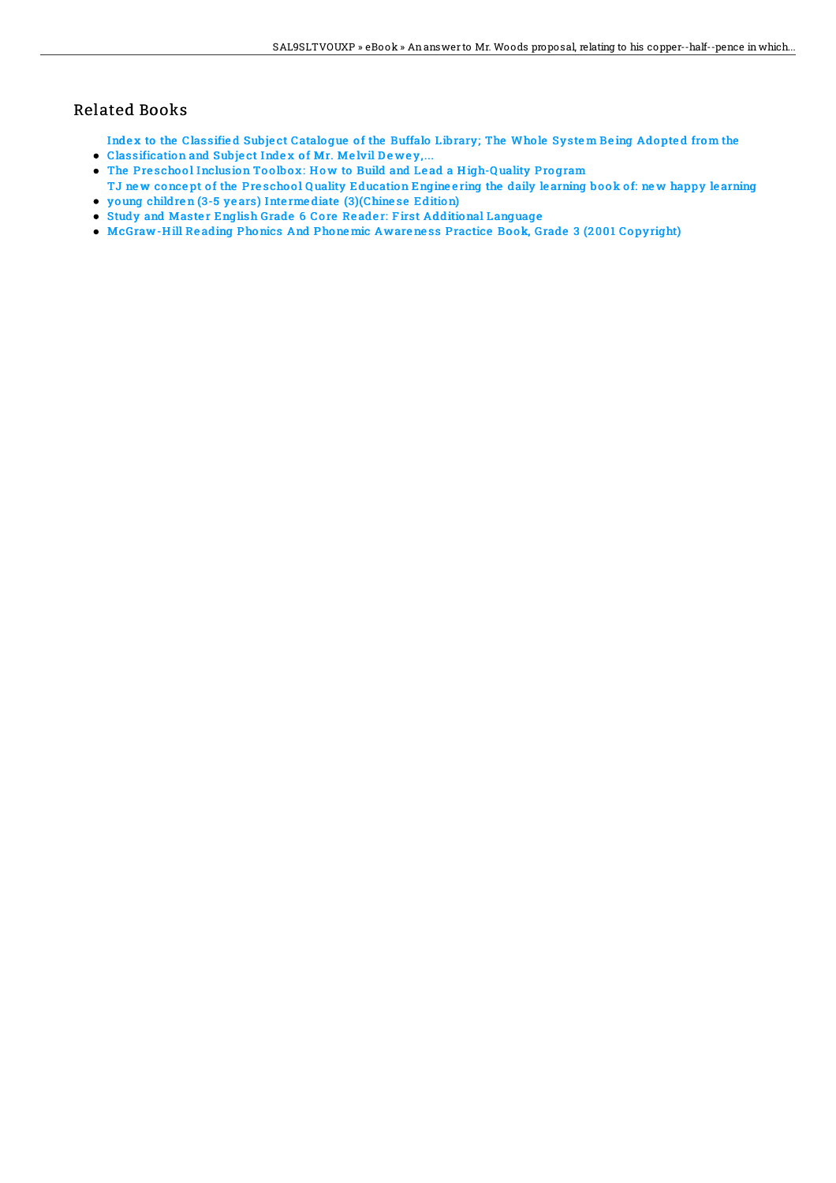## Related Books

- Index to the Classified Subject Catalogue of the Buffalo Library; The Whole System Being Adopted from the Classification and Subject Index of Mr. Melvil Dewey,...
- The Preschool Inclusion Toolbox: How to Build and Lead a High-Quality Program
- TJ new concept of the Preschool Quality Education Engineering the daily learning book of: new happy learning young children (3-5 years) Intermediate (3)(Chinese Edition)
- Study and Master English Grade 6 Core Reader: First Additional Language
- McGraw-Hill Reading Phonics And Phonemic Awareness Practice Book, Grade 3 (2001 Copyright)